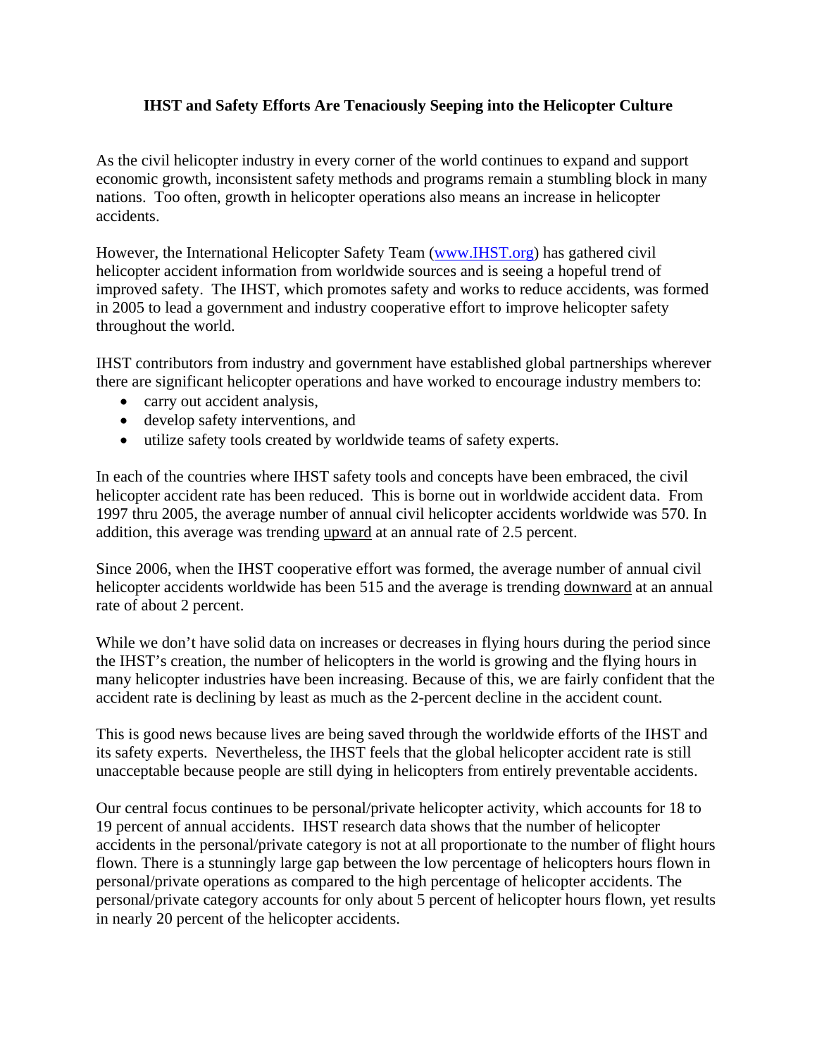**IHST and Safety Efforts Are Tenaciously Seeping into the Helicopter Culture**

As the civil helicopter industry in every corner of the world continues to expand and support economic growth, inconsistent safety methods and programs remain a stumbling block in many nations. Too often, growth in helicopter operations also means an increase in helicopter accidents.

However, the International Helicopter Safety Team ([www.IHST.org](http://www.IHST.org)) has gathered civil helicopter accident information from worldwide sources and is seeing a hopeful trend of improved safety. The IHST, which promotes safety and works to reduce accidents, was formed in 2005 to lead a government and industry cooperative effort to improve helicopter safety throughout the world.

IHST contributors from industry and government have established global partnerships wherever there are significant helicopter operations and have worked to encourage industry members to:

- carry out accident analysis,
- develop safety interventions, and
- utilize safety tools created by worldwide teams of safety experts.

In each of the countries where IHST safety tools and concepts have been embraced, the civil helicopter accident rate has been reduced. This is borne out in worldwide accident data. From 1997 thru 2005, the average number of annual civil helicopter accidents worldwide was 570. In addition, this average was trending upward at an annual rate of 2.5 percent.

Since 2006, when the IHST cooperative effort was formed, the average number of annual civil helicopter accidents worldwide has been 515 and the average is trending downward at an annual rate of about 2 percent.

While we don't have solid data on increases or decreases in flying hours during the period since the IHST's creation, the number of helicopters in the world is growing and the flying hours in many helicopter industries have been increasing. Because of this, we are fairly confident that the accident rate is declining by least as much as the 2-percent decline in the accident count.

This is good news because lives are being saved through the worldwide efforts of the IHST and its safety experts. Nevertheless, the IHST feels that the global helicopter accident rate is still unacceptable because people are still dying in helicopters from entirely preventable accidents.

Our central focus continues to be personal/private helicopter activity, which accounts for 18 to 19 percent of annual accidents. IHST research data shows that the number of helicopter accidents in the personal/private category is not at all proportionate to the number of flight hours flown. There is a stunningly large gap between the low percentage of helicopters hours flown in personal/private operations as compared to the high percentage of helicopter accidents. The personal/private category accounts for only about 5 percent of helicopter hours flown, yet results in nearly 20 percent of the helicopter accidents.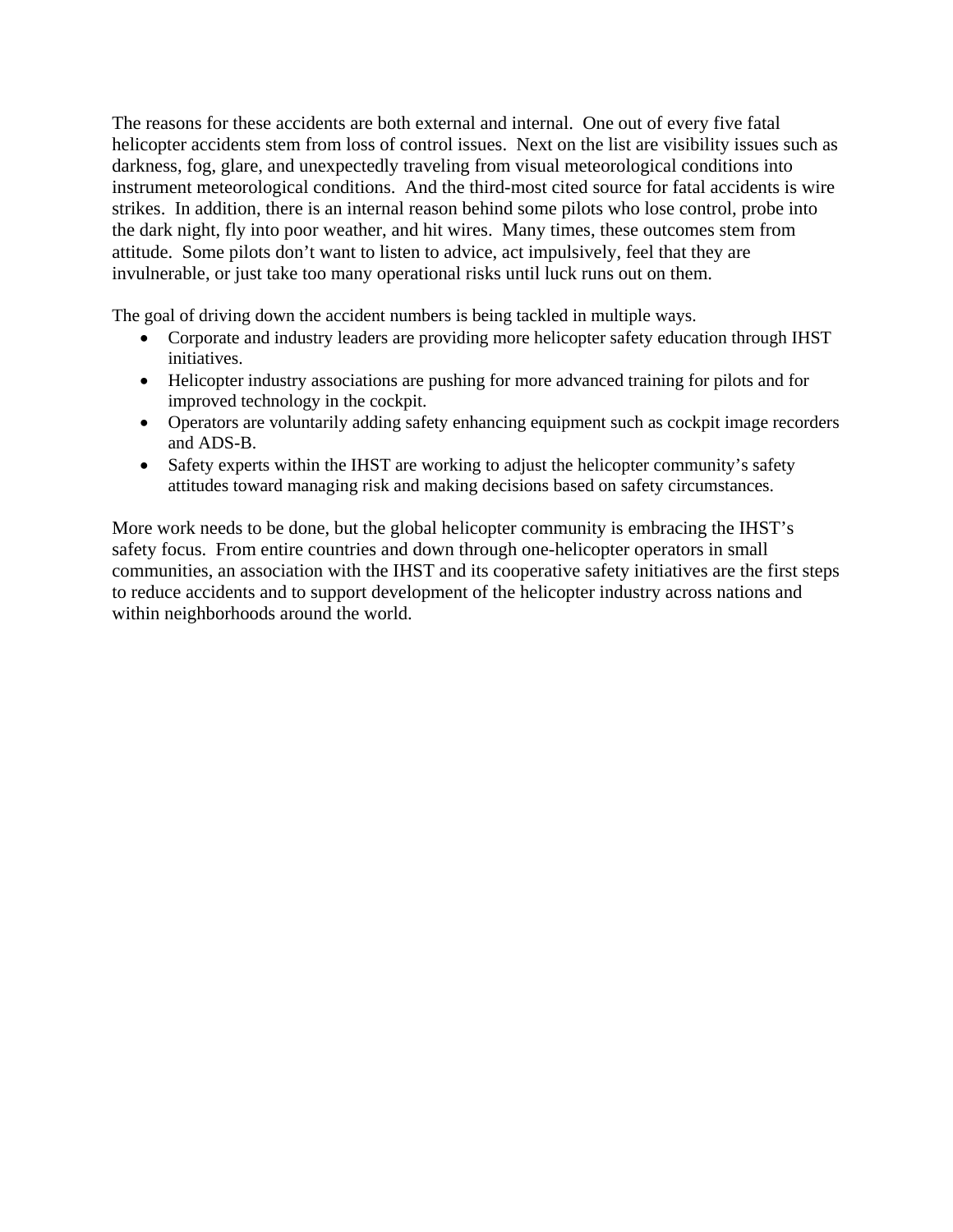The reasons for these accidents are both external and internal.  One out of every five fatal helicopter accidents stem from loss of control issues.  Next on the list are visibility issues such as darkness, fog, glare, and unexpectedly traveling from visual meteorological conditions into instrument meteorological conditions.  And the third-most cited source for fatal accidents is wire strikes.  In addition, there is an internal reason behind some pilots who lose control, probe into the dark night, fly into poor weather, and hit wires.  Many times, these outcomes stem from attitude.  Some pilots don't want to listen to advice, act impulsively, feel that they are invulnerable, or just take too many operational risks until luck runs out on them.

The goal of driving down the accident numbers is being tackled in multiple ways.

- Corporate and industry leaders are providing more helicopter safety education through IHST initiatives.
- Helicopter industry associations are pushing for more advanced training for pilots and for improved technology in the cockpit.
- Operators are voluntarily adding safety enhancing equipment such as cockpit image recorders and ADS-B.
- Safety experts within the IHST are working to adjust the helicopter community's safety attitudes toward managing risk and making decisions based on safety circumstances.

More work needs to be done, but the global helicopter community is embracing the IHST's safety focus.  From entire countries and down through one-helicopter operators in small communities, an association with the IHST and its cooperative safety initiatives are the first steps to reduce accidents and to support development of the helicopter industry across nations and within neighborhoods around the world.